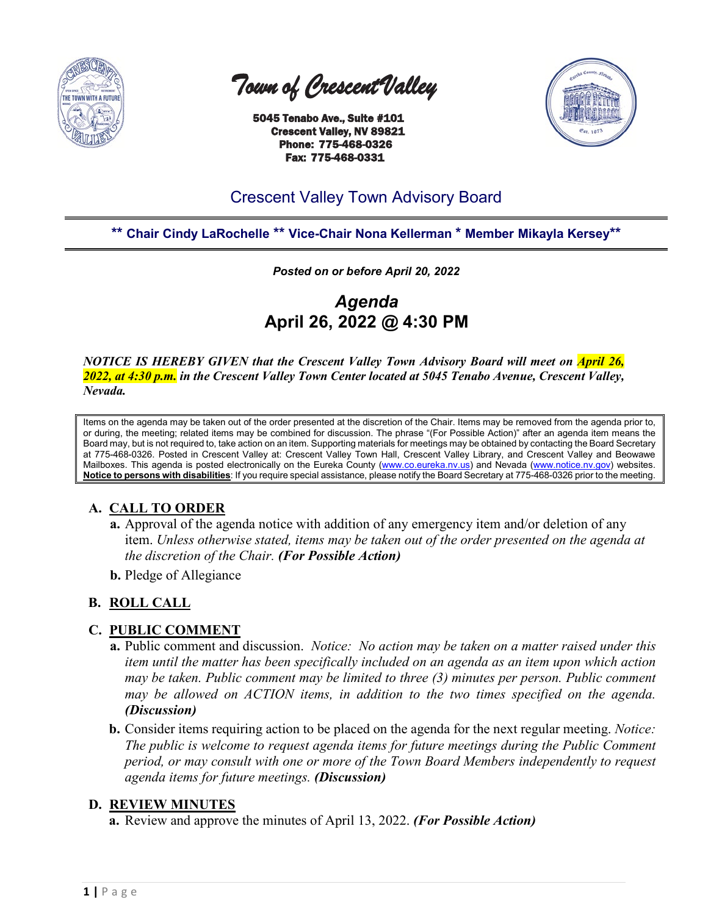# Town of Crescent Valley

**5045 Tenabo Ave., Suite #101**
**Crescent Valley, NV 89821**
**Phone: 775-468-0326**
**Fax: 775-468-0331**

## Crescent Valley Town Advisory Board

**** Chair Cindy LaRochelle ** Vice-Chair Nona Kellerman * Member Mikayla Kersey****

***Posted on or before April 20, 2022***

# *Agenda*
# April 26, 2022 @ 4:30 PM

***NOTICE IS HEREBY GIVEN that the Crescent Valley Town Advisory Board will meet on April 26, 2022, at 4:30 p.m. in the Crescent Valley Town Center located at 5045 Tenabo Avenue, Crescent Valley, Nevada.***

Items on the agenda may be taken out of the order presented at the discretion of the Chair. Items may be removed from the agenda prior to, or during, the meeting; related items may be combined for discussion. The phrase "(For Possible Action)" after an agenda item means the Board may, but is not required to, take action on an item. Supporting materials for meetings may be obtained by contacting the Board Secretary at 775-468-0326. Posted in Crescent Valley at: Crescent Valley Town Hall, Crescent Valley Library, and Crescent Valley and Beowawe Mailboxes. This agenda is posted electronically on the Eureka County (www.co.eureka.nv.us) and Nevada (www.notice.nv.gov) websites. **Notice to persons with disabilities**: If you require special assistance, please notify the Board Secretary at 775-468-0326 prior to the meeting.

## A. CALL TO ORDER

- **a.** Approval of the agenda notice with addition of any emergency item and/or deletion of any item. *Unless otherwise stated, items may be taken out of the order presented on the agenda at the discretion of the Chair.* ***(For Possible Action)***
- **b.** Pledge of Allegiance

## B. ROLL CALL

## C. PUBLIC COMMENT

- **a.** Public comment and discussion. *Notice: No action may be taken on a matter raised under this item until the matter has been specifically included on an agenda as an item upon which action may be taken. Public comment may be limited to three (3) minutes per person. Public comment may be allowed on ACTION items, in addition to the two times specified on the agenda.* ***(Discussion)***
- **b.** Consider items requiring action to be placed on the agenda for the next regular meeting. *Notice: The public is welcome to request agenda items for future meetings during the Public Comment period, or may consult with one or more of the Town Board Members independently to request agenda items for future meetings.* ***(Discussion)***

## D. REVIEW MINUTES

- **a.** Review and approve the minutes of April 13, 2022. ***(For Possible Action)***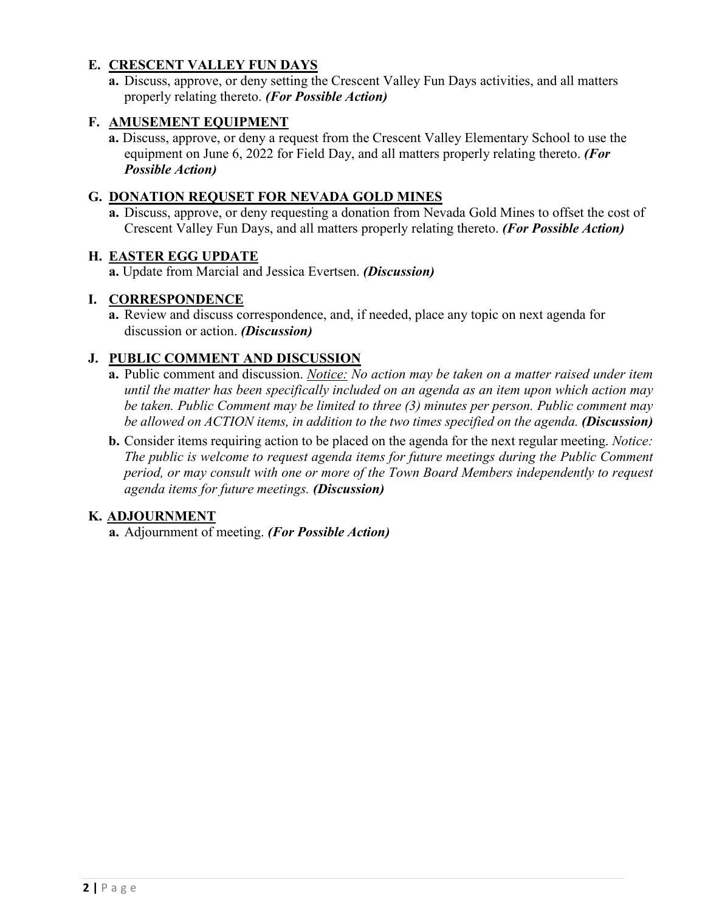**E. <u>CRESCENT VALLEY FUN DAYS</u>**

**a.** Discuss, approve, or deny setting the Crescent Valley Fun Days activities, and all matters properly relating thereto. ***(For Possible Action)***

**F. <u>AMUSEMENT EQUIPMENT</u>**

**a.** Discuss, approve, or deny a request from the Crescent Valley Elementary School to use the equipment on June 6, 2022 for Field Day, and all matters properly relating thereto. ***(For Possible Action)***

**G. <u>DONATION REQUSET FOR NEVADA GOLD MINES</u>**

**a.** Discuss, approve, or deny requesting a donation from Nevada Gold Mines to offset the cost of Crescent Valley Fun Days, and all matters properly relating thereto. ***(For Possible Action)***

**H. <u>EASTER EGG UPDATE</u>**

**a.** Update from Marcial and Jessica Evertsen. ***(Discussion)***

**I. <u>CORRESPONDENCE</u>**

**a.** Review and discuss correspondence, and, if needed, place any topic on next agenda for discussion or action. ***(Discussion)***

**J. <u>PUBLIC COMMENT AND DISCUSSION</u>**

**a.** Public comment and discussion. *<u>Notice:</u> No action may be taken on a matter raised under item until the matter has been specifically included on an agenda as an item upon which action may be taken. Public Comment may be limited to three (3) minutes per person. Public comment may be allowed on ACTION items, in addition to the two times specified on the agenda.* ***(Discussion)***

**b.** Consider items requiring action to be placed on the agenda for the next regular meeting. *Notice: The public is welcome to request agenda items for future meetings during the Public Comment period, or may consult with one or more of the Town Board Members independently to request agenda items for future meetings.* ***(Discussion)***

**K. <u>ADJOURNMENT</u>**

**a.** Adjournment of meeting. ***(For Possible Action)***